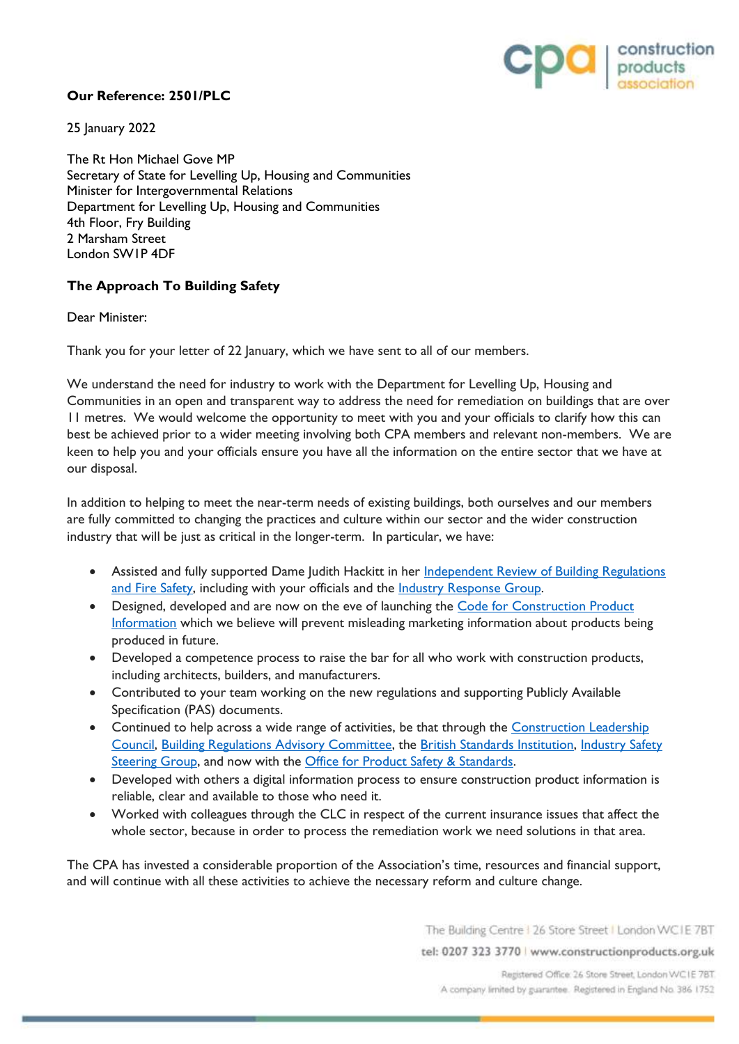**Our Reference: 2501/PLC**

25 January 2022

The Rt Hon Michael Gove MP
Secretary of State for Levelling Up, Housing and Communities
Minister for Intergovernmental Relations
Department for Levelling Up, Housing and Communities
4th Floor, Fry Building
2 Marsham Street
London SW1P 4DF

**The Approach To Building Safety**

Dear Minister:

Thank you for your letter of 22 January, which we have sent to all of our members.

We understand the need for industry to work with the Department for Levelling Up, Housing and Communities in an open and transparent way to address the need for remediation on buildings that are over 11 metres. We would welcome the opportunity to meet with you and your officials to clarify how this can best be achieved prior to a wider meeting involving both CPA members and relevant non-members. We are keen to help you and your officials ensure you have all the information on the entire sector that we have at our disposal.

In addition to helping to meet the near-term needs of existing buildings, both ourselves and our members are fully committed to changing the practices and culture within our sector and the wider construction industry that will be just as critical in the longer-term. In particular, we have:

- Assisted and fully supported Dame Judith Hackitt in her Independent Review of Building Regulations and Fire Safety, including with your officials and the Industry Response Group.
- Designed, developed and are now on the eve of launching the Code for Construction Product Information which we believe will prevent misleading marketing information about products being produced in future.
- Developed a competence process to raise the bar for all who work with construction products, including architects, builders, and manufacturers.
- Contributed to your team working on the new regulations and supporting Publicly Available Specification (PAS) documents.
- Continued to help across a wide range of activities, be that through the Construction Leadership Council, Building Regulations Advisory Committee, the British Standards Institution, Industry Safety Steering Group, and now with the Office for Product Safety & Standards.
- Developed with others a digital information process to ensure construction product information is reliable, clear and available to those who need it.
- Worked with colleagues through the CLC in respect of the current insurance issues that affect the whole sector, because in order to process the remediation work we need solutions in that area.

The CPA has invested a considerable proportion of the Association's time, resources and financial support, and will continue with all these activities to achieve the necessary reform and culture change.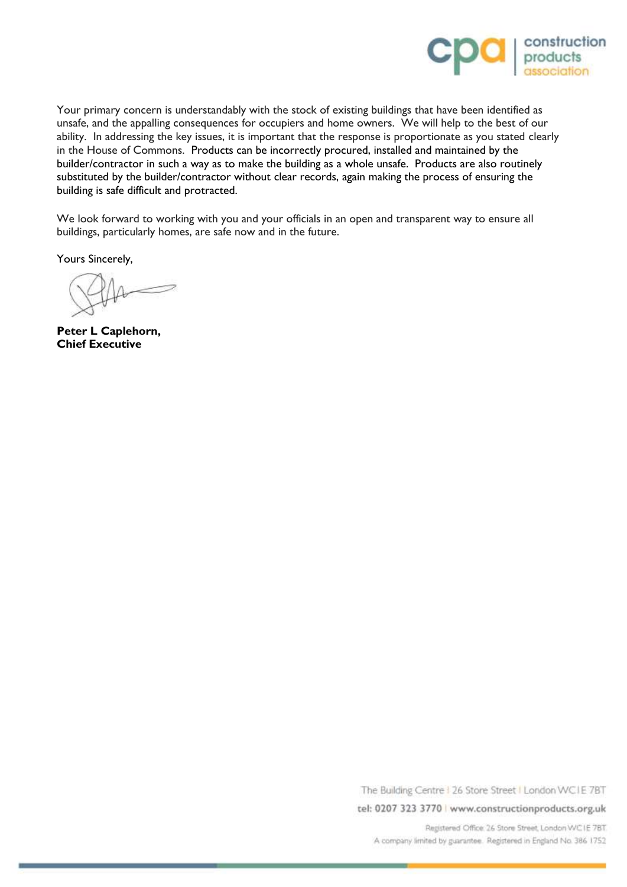Your primary concern is understandably with the stock of existing buildings that have been identified as unsafe, and the appalling consequences for occupiers and home owners. We will help to the best of our ability. In addressing the key issues, it is important that the response is proportionate as you stated clearly in the House of Commons. Products can be incorrectly procured, installed and maintained by the builder/contractor in such a way as to make the building as a whole unsafe. Products are also routinely substituted by the builder/contractor without clear records, again making the process of ensuring the building is safe difficult and protracted.

We look forward to working with you and your officials in an open and transparent way to ensure all buildings, particularly homes, are safe now and in the future.

Yours Sincerely,

**Peter L Caplehorn,**
**Chief Executive**

The Building Centre | 26 Store Street | London WC1E 7BT
tel: 0207 323 3770 | www.constructionproducts.org.uk

Registered Office: 26 Store Street, London WC1E 7BT
A company limited by guarantee. Registered in England No. 386 1752